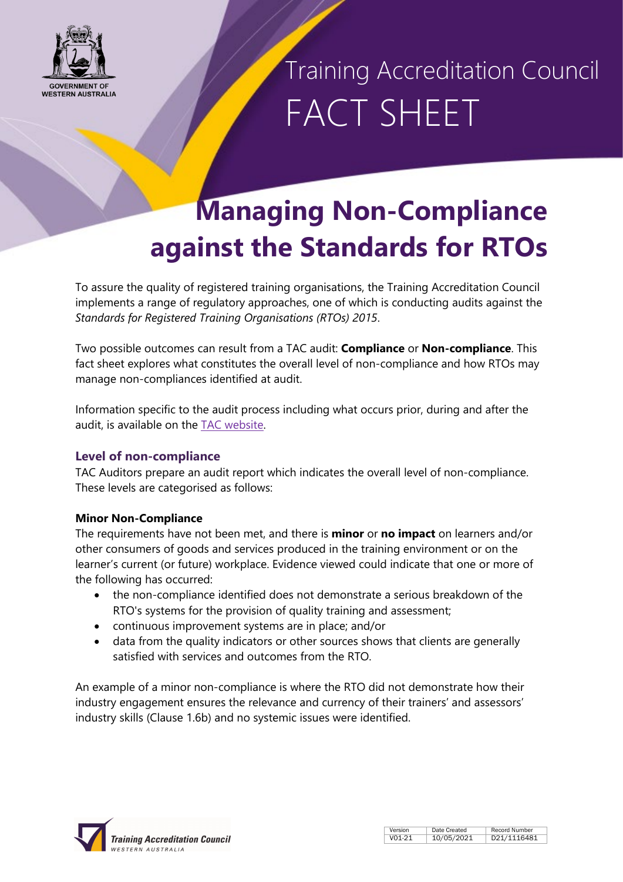Training Accreditation Council

FACT SHEET

# Managing Non-Compliance against the Standards for RTOs

To assure the quality of registered training organisations, the Training Accreditation Council implements a range of regulatory approaches, one of which is conducting audits against the *Standards for Registered Training Organisations (RTOs) 2015*.

Two possible outcomes can result from a TAC audit: **Compliance** or **Non-compliance**. This fact sheet explores what constitutes the overall level of non-compliance and how RTOs may manage non-compliances identified at audit.

Information specific to the audit process including what occurs prior, during and after the audit, is available on the [TAC website](TAC website).

## Level of non-compliance

TAC Auditors prepare an audit report which indicates the overall level of non-compliance. These levels are categorised as follows:

### Minor Non-Compliance

The requirements have not been met, and there is **minor** or **no impact** on learners and/or other consumers of goods and services produced in the training environment or on the learner's current (or future) workplace. Evidence viewed could indicate that one or more of the following has occurred:

- the non-compliance identified does not demonstrate a serious breakdown of the RTO's systems for the provision of quality training and assessment;
- continuous improvement systems are in place; and/or
- data from the quality indicators or other sources shows that clients are generally satisfied with services and outcomes from the RTO.

An example of a minor non-compliance is where the RTO did not demonstrate how their industry engagement ensures the relevance and currency of their trainers' and assessors' industry skills (Clause 1.6b) and no systemic issues were identified.

| Version | Date Created | Record Number |
| --- | --- | --- |
| V01-21 | 10/05/2021 | D21/1116481 |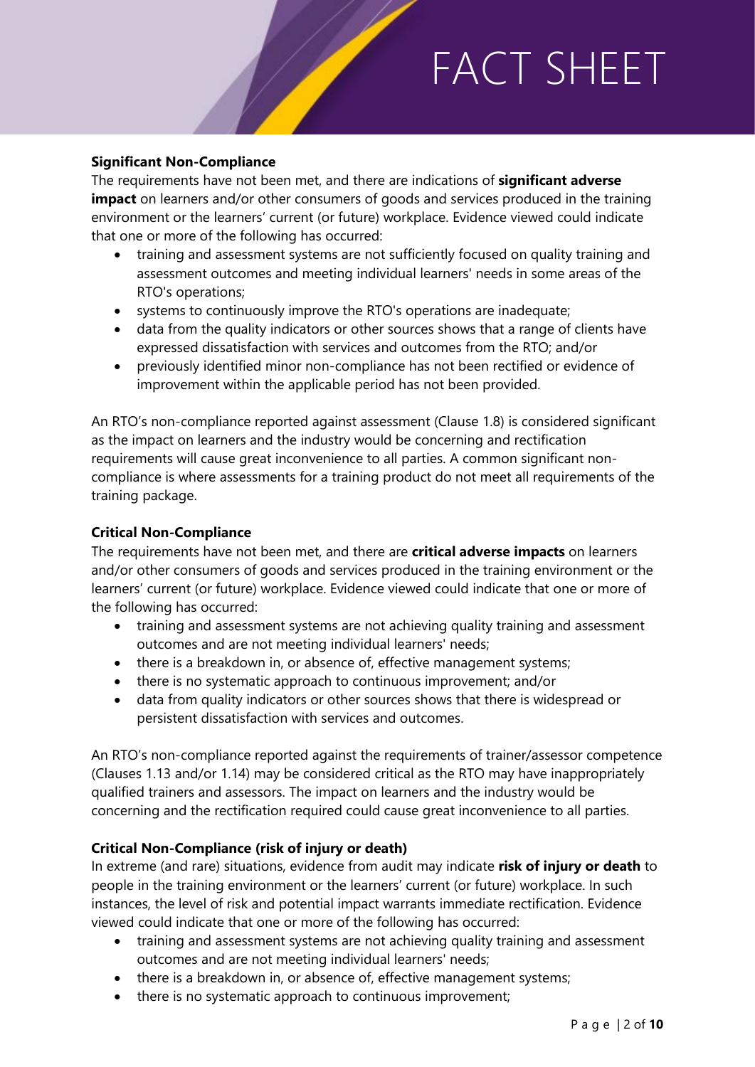**Significant Non-Compliance**

The requirements have not been met, and there are indications of **significant adverse impact** on learners and/or other consumers of goods and services produced in the training environment or the learners' current (or future) workplace. Evidence viewed could indicate that one or more of the following has occurred:

- training and assessment systems are not sufficiently focused on quality training and assessment outcomes and meeting individual learners' needs in some areas of the RTO's operations;
- systems to continuously improve the RTO's operations are inadequate;
- data from the quality indicators or other sources shows that a range of clients have expressed dissatisfaction with services and outcomes from the RTO; and/or
- previously identified minor non-compliance has not been rectified or evidence of improvement within the applicable period has not been provided.

An RTO's non-compliance reported against assessment (Clause 1.8) is considered significant as the impact on learners and the industry would be concerning and rectification requirements will cause great inconvenience to all parties. A common significant non-compliance is where assessments for a training product do not meet all requirements of the training package.

**Critical Non-Compliance**

The requirements have not been met, and there are **critical adverse impacts** on learners and/or other consumers of goods and services produced in the training environment or the learners' current (or future) workplace. Evidence viewed could indicate that one or more of the following has occurred:

- training and assessment systems are not achieving quality training and assessment outcomes and are not meeting individual learners' needs;
- there is a breakdown in, or absence of, effective management systems;
- there is no systematic approach to continuous improvement; and/or
- data from quality indicators or other sources shows that there is widespread or persistent dissatisfaction with services and outcomes.

An RTO's non-compliance reported against the requirements of trainer/assessor competence (Clauses 1.13 and/or 1.14) may be considered critical as the RTO may have inappropriately qualified trainers and assessors. The impact on learners and the industry would be concerning and the rectification required could cause great inconvenience to all parties.

**Critical Non-Compliance (risk of injury or death)**

In extreme (and rare) situations, evidence from audit may indicate **risk of injury or death** to people in the training environment or the learners' current (or future) workplace. In such instances, the level of risk and potential impact warrants immediate rectification. Evidence viewed could indicate that one or more of the following has occurred:

- training and assessment systems are not achieving quality training and assessment outcomes and are not meeting individual learners' needs;
- there is a breakdown in, or absence of, effective management systems;
- there is no systematic approach to continuous improvement;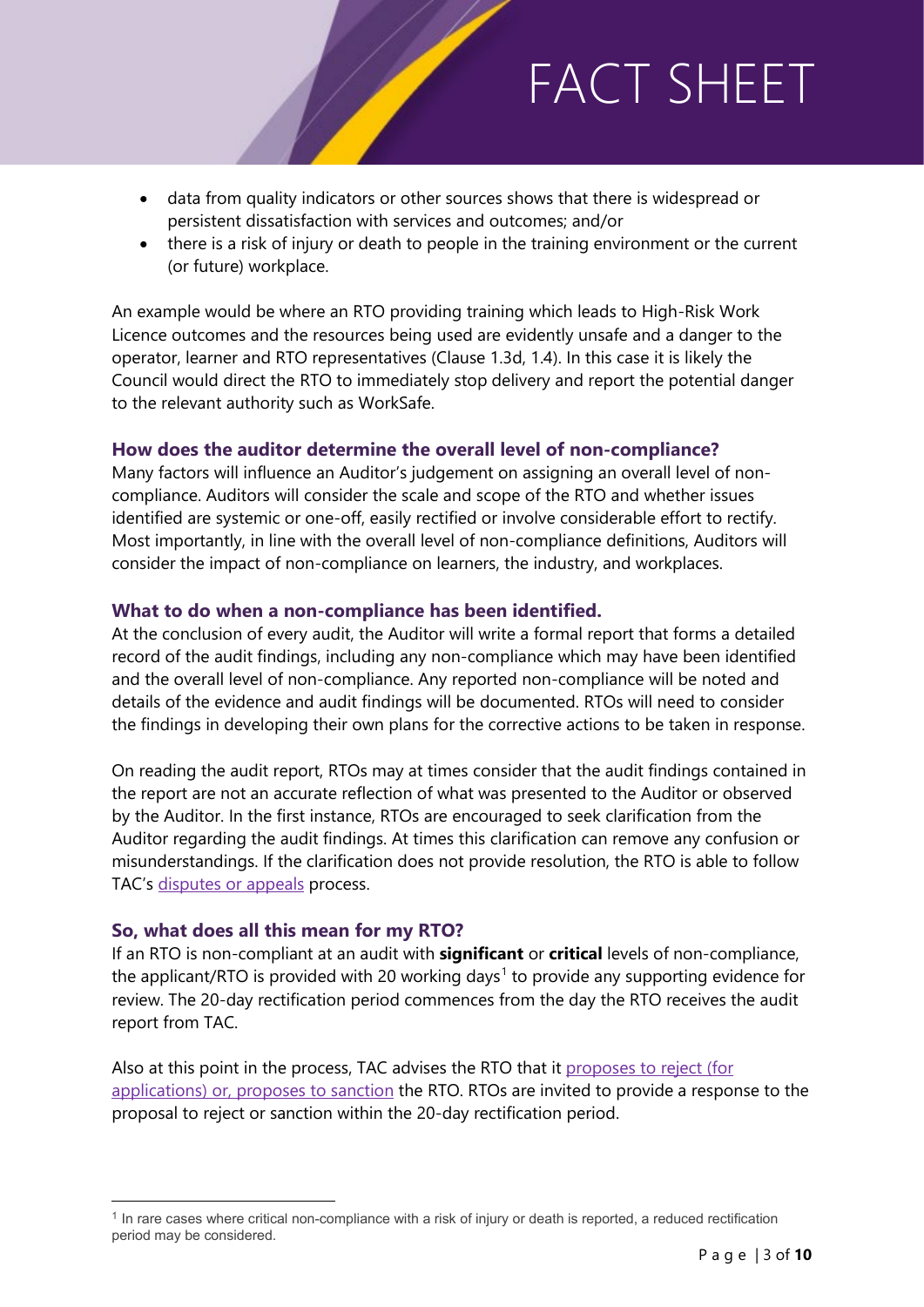- data from quality indicators or other sources shows that there is widespread or persistent dissatisfaction with services and outcomes; and/or
- there is a risk of injury or death to people in the training environment or the current (or future) workplace.

An example would be where an RTO providing training which leads to High-Risk Work Licence outcomes and the resources being used are evidently unsafe and a danger to the operator, learner and RTO representatives (Clause 1.3d, 1.4). In this case it is likely the Council would direct the RTO to immediately stop delivery and report the potential danger to the relevant authority such as WorkSafe.

### How does the auditor determine the overall level of non-compliance?

Many factors will influence an Auditor's judgement on assigning an overall level of non-compliance. Auditors will consider the scale and scope of the RTO and whether issues identified are systemic or one-off, easily rectified or involve considerable effort to rectify. Most importantly, in line with the overall level of non-compliance definitions, Auditors will consider the impact of non-compliance on learners, the industry, and workplaces.

### What to do when a non-compliance has been identified.

At the conclusion of every audit, the Auditor will write a formal report that forms a detailed record of the audit findings, including any non-compliance which may have been identified and the overall level of non-compliance. Any reported non-compliance will be noted and details of the evidence and audit findings will be documented. RTOs will need to consider the findings in developing their own plans for the corrective actions to be taken in response.

On reading the audit report, RTOs may at times consider that the audit findings contained in the report are not an accurate reflection of what was presented to the Auditor or observed by the Auditor. In the first instance, RTOs are encouraged to seek clarification from the Auditor regarding the audit findings. At times this clarification can remove any confusion or misunderstandings. If the clarification does not provide resolution, the RTO is able to follow TAC's disputes or appeals process.

### So, what does all this mean for my RTO?

If an RTO is non-compliant at an audit with **significant** or **critical** levels of non-compliance, the applicant/RTO is provided with 20 working days[1] to provide any supporting evidence for review. The 20-day rectification period commences from the day the RTO receives the audit report from TAC.

Also at this point in the process, TAC advises the RTO that it proposes to reject (for applications) or, proposes to sanction the RTO. RTOs are invited to provide a response to the proposal to reject or sanction within the 20-day rectification period.

---

[1] In rare cases where critical non-compliance with a risk of injury or death is reported, a reduced rectification period may be considered.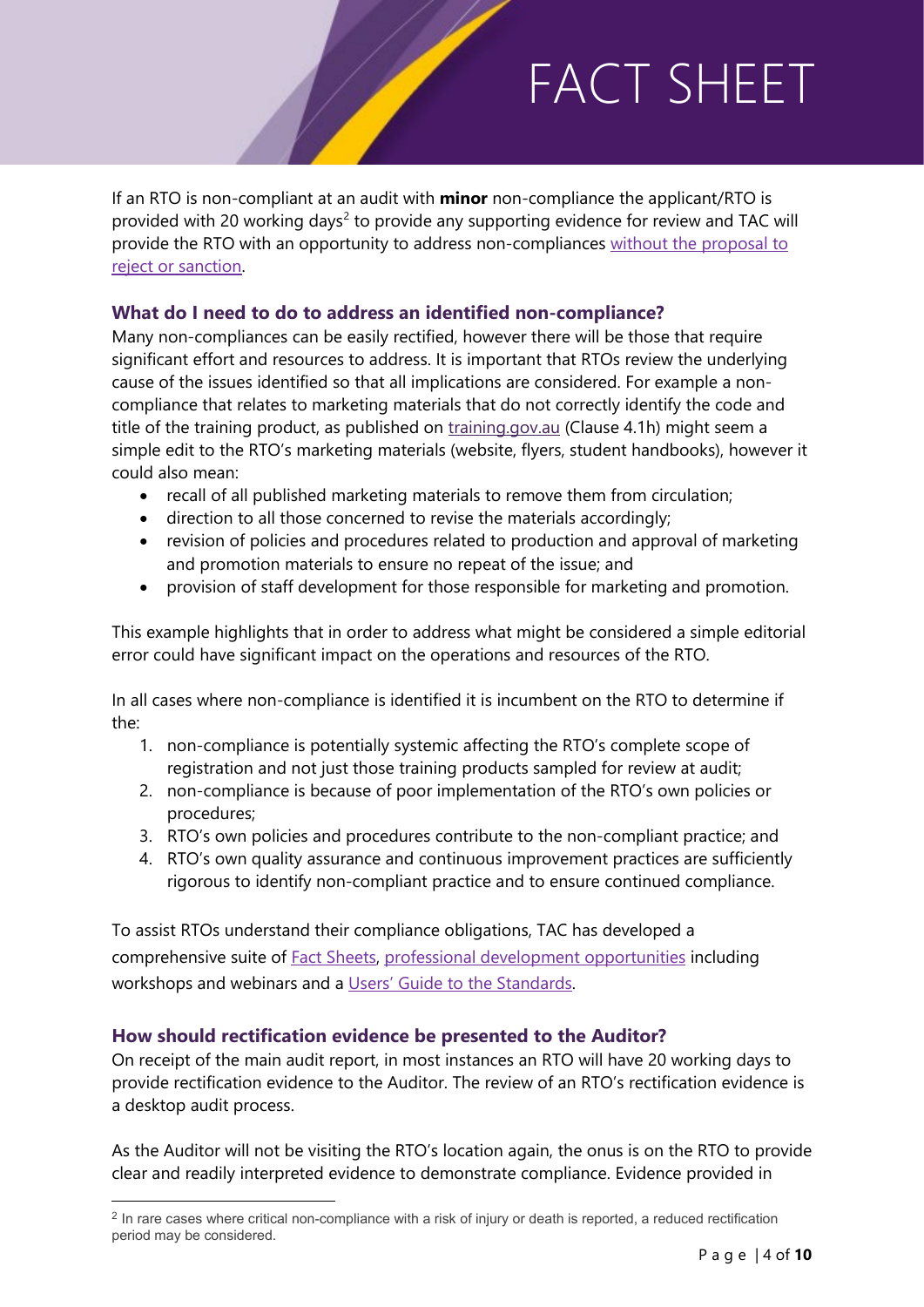If an RTO is non-compliant at an audit with **minor** non-compliance the applicant/RTO is provided with 20 working days[2] to provide any supporting evidence for review and TAC will provide the RTO with an opportunity to address non-compliances without the proposal to reject or sanction.

### What do I need to do to address an identified non-compliance?

Many non-compliances can be easily rectified, however there will be those that require significant effort and resources to address. It is important that RTOs review the underlying cause of the issues identified so that all implications are considered. For example a non-compliance that relates to marketing materials that do not correctly identify the code and title of the training product, as published on training.gov.au (Clause 4.1h) might seem a simple edit to the RTO's marketing materials (website, flyers, student handbooks), however it could also mean:

- recall of all published marketing materials to remove them from circulation;
- direction to all those concerned to revise the materials accordingly;
- revision of policies and procedures related to production and approval of marketing and promotion materials to ensure no repeat of the issue; and
- provision of staff development for those responsible for marketing and promotion.

This example highlights that in order to address what might be considered a simple editorial error could have significant impact on the operations and resources of the RTO.

In all cases where non-compliance is identified it is incumbent on the RTO to determine if the:

1. non-compliance is potentially systemic affecting the RTO's complete scope of registration and not just those training products sampled for review at audit;
2. non-compliance is because of poor implementation of the RTO's own policies or procedures;
3. RTO's own policies and procedures contribute to the non-compliant practice; and
4. RTO's own quality assurance and continuous improvement practices are sufficiently rigorous to identify non-compliant practice and to ensure continued compliance.

To assist RTOs understand their compliance obligations, TAC has developed a comprehensive suite of Fact Sheets, professional development opportunities including workshops and webinars and a Users' Guide to the Standards.

### How should rectification evidence be presented to the Auditor?

On receipt of the main audit report, in most instances an RTO will have 20 working days to provide rectification evidence to the Auditor. The review of an RTO's rectification evidence is a desktop audit process.

As the Auditor will not be visiting the RTO's location again, the onus is on the RTO to provide clear and readily interpreted evidence to demonstrate compliance. Evidence provided in

---

[2] In rare cases where critical non-compliance with a risk of injury or death is reported, a reduced rectification period may be considered.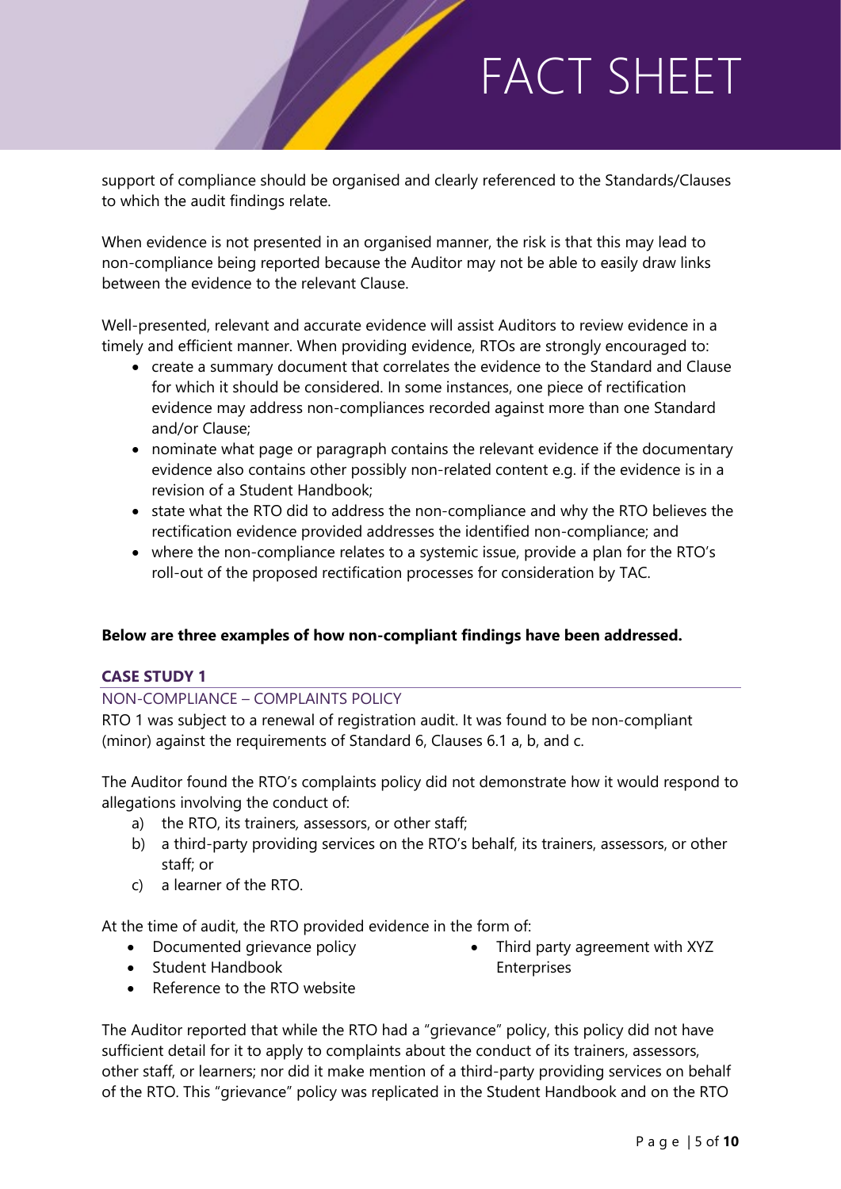support of compliance should be organised and clearly referenced to the Standards/Clauses to which the audit findings relate.

When evidence is not presented in an organised manner, the risk is that this may lead to non-compliance being reported because the Auditor may not be able to easily draw links between the evidence to the relevant Clause.

Well-presented, relevant and accurate evidence will assist Auditors to review evidence in a timely and efficient manner. When providing evidence, RTOs are strongly encouraged to:

- create a summary document that correlates the evidence to the Standard and Clause for which it should be considered. In some instances, one piece of rectification evidence may address non-compliances recorded against more than one Standard and/or Clause;
- nominate what page or paragraph contains the relevant evidence if the documentary evidence also contains other possibly non-related content e.g. if the evidence is in a revision of a Student Handbook;
- state what the RTO did to address the non-compliance and why the RTO believes the rectification evidence provided addresses the identified non-compliance; and
- where the non-compliance relates to a systemic issue, provide a plan for the RTO's roll-out of the proposed rectification processes for consideration by TAC.

**Below are three examples of how non-compliant findings have been addressed.**

## CASE STUDY 1

### NON-COMPLIANCE – COMPLAINTS POLICY

RTO 1 was subject to a renewal of registration audit. It was found to be non-compliant (minor) against the requirements of Standard 6, Clauses 6.1 a, b, and c.

The Auditor found the RTO's complaints policy did not demonstrate how it would respond to allegations involving the conduct of:

a) the RTO, its trainers, assessors, or other staff;
b) a third-party providing services on the RTO's behalf, its trainers, assessors, or other staff; or
c) a learner of the RTO.

At the time of audit, the RTO provided evidence in the form of:

- Documented grievance policy
- Student Handbook
- Reference to the RTO website
- Third party agreement with XYZ Enterprises

The Auditor reported that while the RTO had a "grievance" policy, this policy did not have sufficient detail for it to apply to complaints about the conduct of its trainers, assessors, other staff, or learners; nor did it make mention of a third-party providing services on behalf of the RTO. This "grievance" policy was replicated in the Student Handbook and on the RTO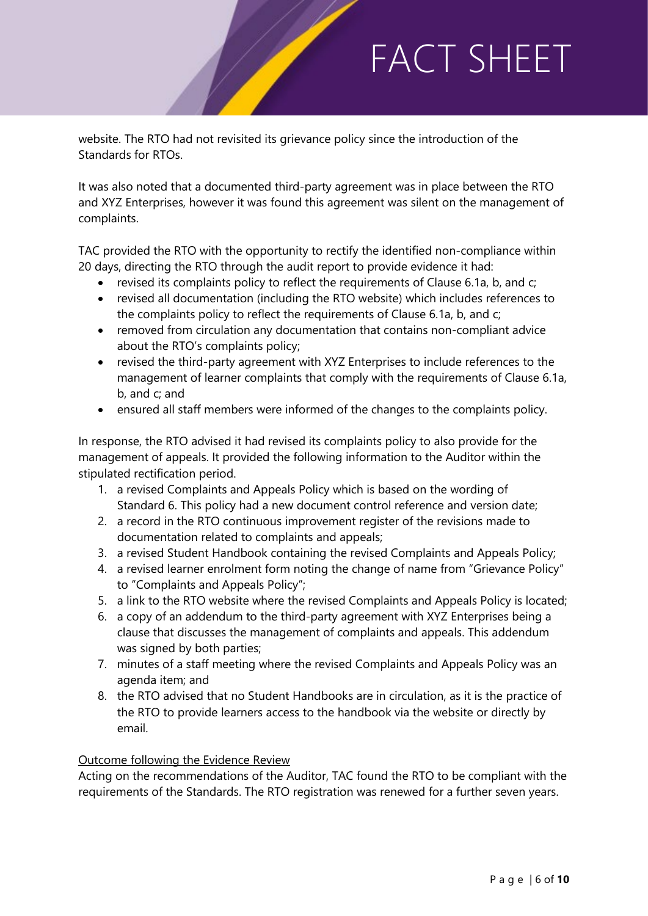website. The RTO had not revisited its grievance policy since the introduction of the Standards for RTOs.

It was also noted that a documented third-party agreement was in place between the RTO and XYZ Enterprises, however it was found this agreement was silent on the management of complaints.

TAC provided the RTO with the opportunity to rectify the identified non-compliance within 20 days, directing the RTO through the audit report to provide evidence it had:

- revised its complaints policy to reflect the requirements of Clause 6.1a, b, and c;
- revised all documentation (including the RTO website) which includes references to the complaints policy to reflect the requirements of Clause 6.1a, b, and c;
- removed from circulation any documentation that contains non-compliant advice about the RTO's complaints policy;
- revised the third-party agreement with XYZ Enterprises to include references to the management of learner complaints that comply with the requirements of Clause 6.1a, b, and c; and
- ensured all staff members were informed of the changes to the complaints policy.

In response, the RTO advised it had revised its complaints policy to also provide for the management of appeals. It provided the following information to the Auditor within the stipulated rectification period.

1. a revised Complaints and Appeals Policy which is based on the wording of Standard 6. This policy had a new document control reference and version date;
2. a record in the RTO continuous improvement register of the revisions made to documentation related to complaints and appeals;
3. a revised Student Handbook containing the revised Complaints and Appeals Policy;
4. a revised learner enrolment form noting the change of name from "Grievance Policy" to "Complaints and Appeals Policy";
5. a link to the RTO website where the revised Complaints and Appeals Policy is located;
6. a copy of an addendum to the third-party agreement with XYZ Enterprises being a clause that discusses the management of complaints and appeals. This addendum was signed by both parties;
7. minutes of a staff meeting where the revised Complaints and Appeals Policy was an agenda item; and
8. the RTO advised that no Student Handbooks are in circulation, as it is the practice of the RTO to provide learners access to the handbook via the website or directly by email.

<u>Outcome following the Evidence Review</u>

Acting on the recommendations of the Auditor, TAC found the RTO to be compliant with the requirements of the Standards. The RTO registration was renewed for a further seven years.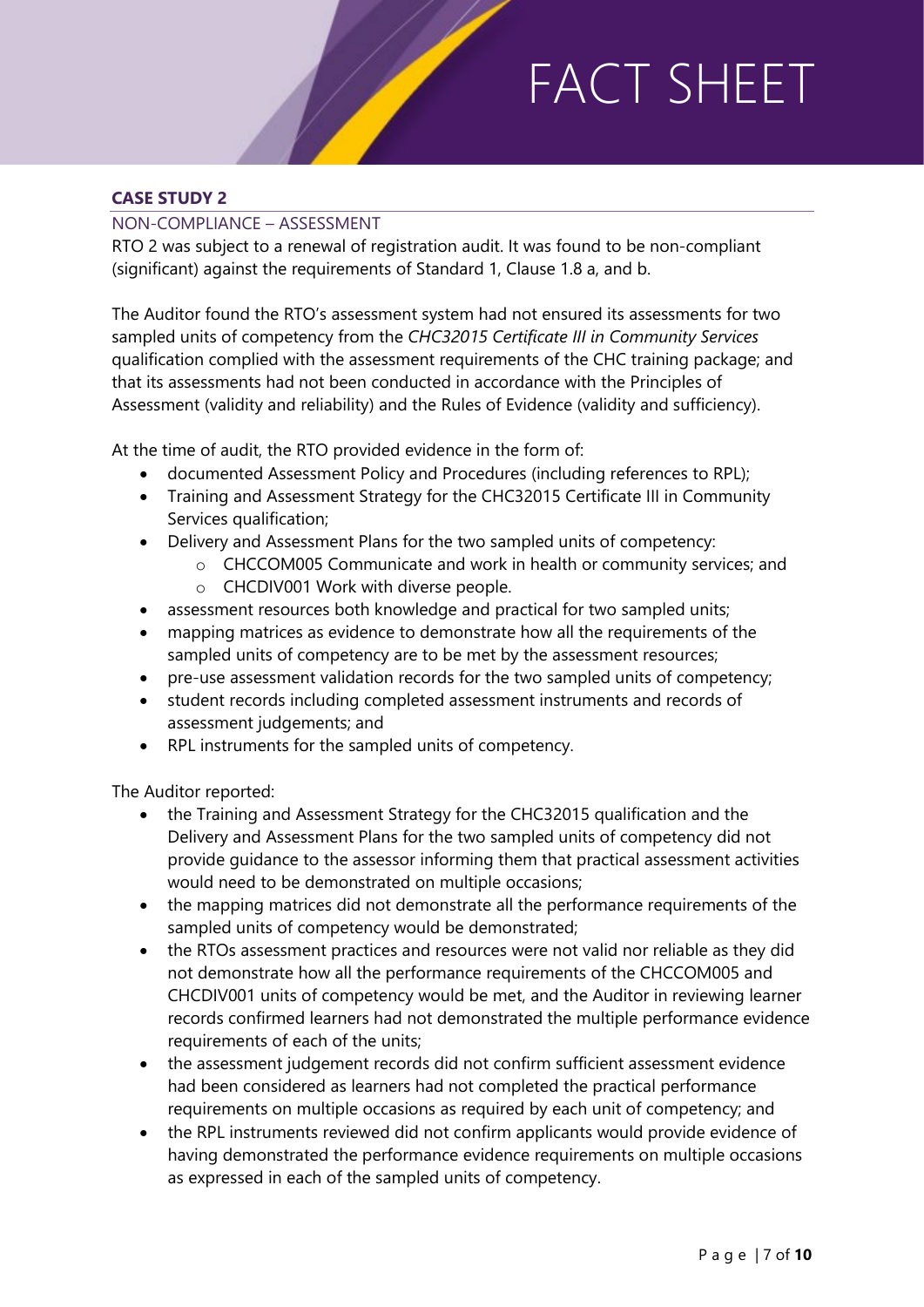### CASE STUDY 2

NON-COMPLIANCE – ASSESSMENT

RTO 2 was subject to a renewal of registration audit. It was found to be non-compliant (significant) against the requirements of Standard 1, Clause 1.8 a, and b.

The Auditor found the RTO's assessment system had not ensured its assessments for two sampled units of competency from the *CHC32015 Certificate III in Community Services* qualification complied with the assessment requirements of the CHC training package; and that its assessments had not been conducted in accordance with the Principles of Assessment (validity and reliability) and the Rules of Evidence (validity and sufficiency).

At the time of audit, the RTO provided evidence in the form of:

- documented Assessment Policy and Procedures (including references to RPL);
- Training and Assessment Strategy for the CHC32015 Certificate III in Community Services qualification;
- Delivery and Assessment Plans for the two sampled units of competency:
  - CHCCOM005 Communicate and work in health or community services; and
  - CHCDIV001 Work with diverse people.
- assessment resources both knowledge and practical for two sampled units;
- mapping matrices as evidence to demonstrate how all the requirements of the sampled units of competency are to be met by the assessment resources;
- pre-use assessment validation records for the two sampled units of competency;
- student records including completed assessment instruments and records of assessment judgements; and
- RPL instruments for the sampled units of competency.

The Auditor reported:

- the Training and Assessment Strategy for the CHC32015 qualification and the Delivery and Assessment Plans for the two sampled units of competency did not provide guidance to the assessor informing them that practical assessment activities would need to be demonstrated on multiple occasions;
- the mapping matrices did not demonstrate all the performance requirements of the sampled units of competency would be demonstrated;
- the RTOs assessment practices and resources were not valid nor reliable as they did not demonstrate how all the performance requirements of the CHCCOM005 and CHCDIV001 units of competency would be met, and the Auditor in reviewing learner records confirmed learners had not demonstrated the multiple performance evidence requirements of each of the units;
- the assessment judgement records did not confirm sufficient assessment evidence had been considered as learners had not completed the practical performance requirements on multiple occasions as required by each unit of competency; and
- the RPL instruments reviewed did not confirm applicants would provide evidence of having demonstrated the performance evidence requirements on multiple occasions as expressed in each of the sampled units of competency.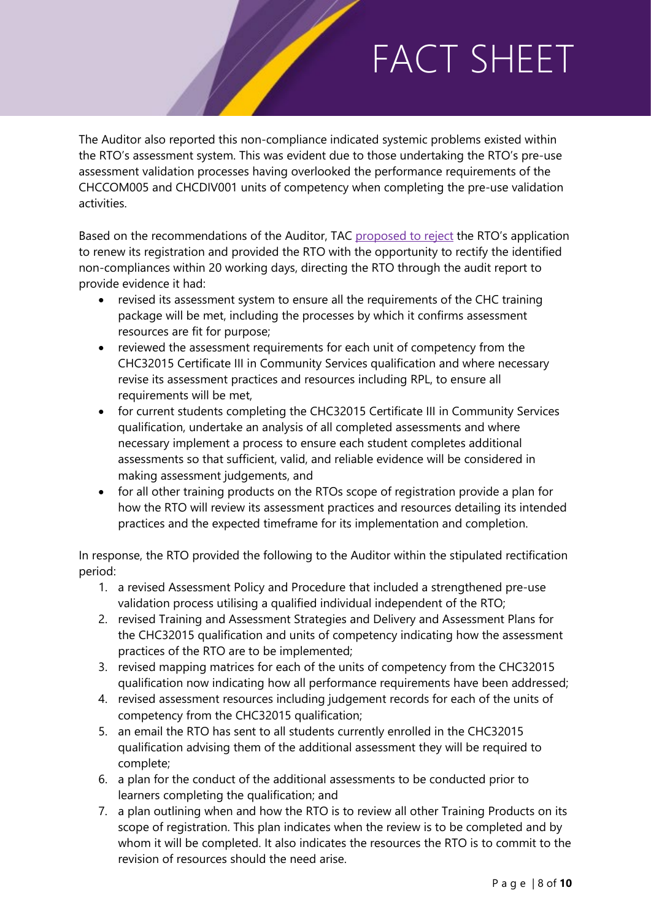The Auditor also reported this non-compliance indicated systemic problems existed within the RTO's assessment system. This was evident due to those undertaking the RTO's pre-use assessment validation processes having overlooked the performance requirements of the CHCCOM005 and CHCDIV001 units of competency when completing the pre-use validation activities.

Based on the recommendations of the Auditor, TAC proposed to reject the RTO's application to renew its registration and provided the RTO with the opportunity to rectify the identified non-compliances within 20 working days, directing the RTO through the audit report to provide evidence it had:

- revised its assessment system to ensure all the requirements of the CHC training package will be met, including the processes by which it confirms assessment resources are fit for purpose;
- reviewed the assessment requirements for each unit of competency from the CHC32015 Certificate III in Community Services qualification and where necessary revise its assessment practices and resources including RPL, to ensure all requirements will be met,
- for current students completing the CHC32015 Certificate III in Community Services qualification, undertake an analysis of all completed assessments and where necessary implement a process to ensure each student completes additional assessments so that sufficient, valid, and reliable evidence will be considered in making assessment judgements, and
- for all other training products on the RTOs scope of registration provide a plan for how the RTO will review its assessment practices and resources detailing its intended practices and the expected timeframe for its implementation and completion.

In response, the RTO provided the following to the Auditor within the stipulated rectification period:

1. a revised Assessment Policy and Procedure that included a strengthened pre-use validation process utilising a qualified individual independent of the RTO;
2. revised Training and Assessment Strategies and Delivery and Assessment Plans for the CHC32015 qualification and units of competency indicating how the assessment practices of the RTO are to be implemented;
3. revised mapping matrices for each of the units of competency from the CHC32015 qualification now indicating how all performance requirements have been addressed;
4. revised assessment resources including judgement records for each of the units of competency from the CHC32015 qualification;
5. an email the RTO has sent to all students currently enrolled in the CHC32015 qualification advising them of the additional assessment they will be required to complete;
6. a plan for the conduct of the additional assessments to be conducted prior to learners completing the qualification; and
7. a plan outlining when and how the RTO is to review all other Training Products on its scope of registration. This plan indicates when the review is to be completed and by whom it will be completed. It also indicates the resources the RTO is to commit to the revision of resources should the need arise.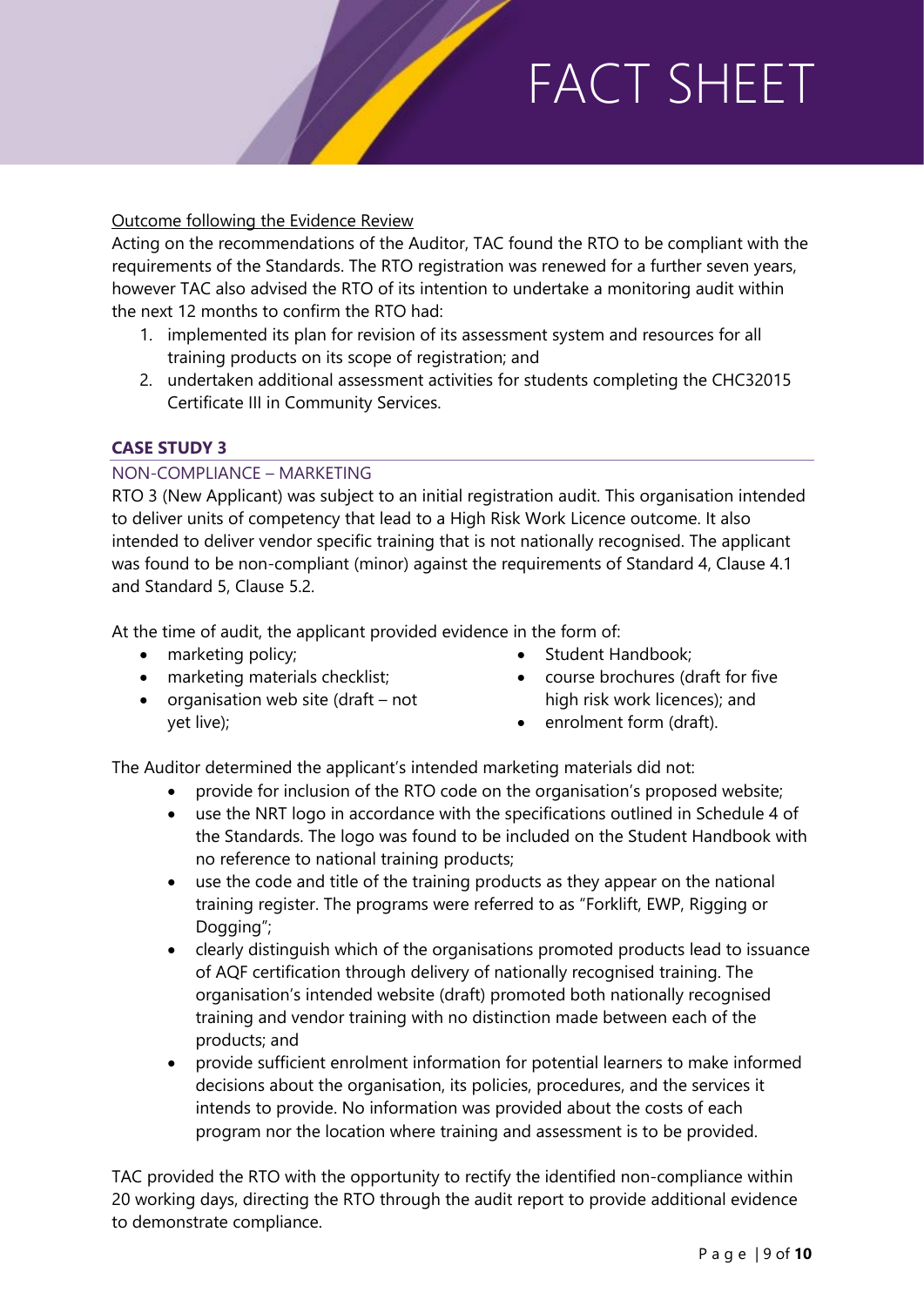Outcome following the Evidence Review

Acting on the recommendations of the Auditor, TAC found the RTO to be compliant with the requirements of the Standards. The RTO registration was renewed for a further seven years, however TAC also advised the RTO of its intention to undertake a monitoring audit within the next 12 months to confirm the RTO had:

1. implemented its plan for revision of its assessment system and resources for all training products on its scope of registration; and
2. undertaken additional assessment activities for students completing the CHC32015 Certificate III in Community Services.

## CASE STUDY 3

### NON-COMPLIANCE – MARKETING

RTO 3 (New Applicant) was subject to an initial registration audit. This organisation intended to deliver units of competency that lead to a High Risk Work Licence outcome. It also intended to deliver vendor specific training that is not nationally recognised. The applicant was found to be non-compliant (minor) against the requirements of Standard 4, Clause 4.1 and Standard 5, Clause 5.2.

At the time of audit, the applicant provided evidence in the form of:

- marketing policy;
- marketing materials checklist;
- organisation web site (draft – not yet live);
- Student Handbook;
- course brochures (draft for five high risk work licences); and
- enrolment form (draft).

The Auditor determined the applicant's intended marketing materials did not:

- provide for inclusion of the RTO code on the organisation's proposed website;
- use the NRT logo in accordance with the specifications outlined in Schedule 4 of the Standards. The logo was found to be included on the Student Handbook with no reference to national training products;
- use the code and title of the training products as they appear on the national training register. The programs were referred to as "Forklift, EWP, Rigging or Dogging";
- clearly distinguish which of the organisations promoted products lead to issuance of AQF certification through delivery of nationally recognised training. The organisation's intended website (draft) promoted both nationally recognised training and vendor training with no distinction made between each of the products; and
- provide sufficient enrolment information for potential learners to make informed decisions about the organisation, its policies, procedures, and the services it intends to provide. No information was provided about the costs of each program nor the location where training and assessment is to be provided.

TAC provided the RTO with the opportunity to rectify the identified non-compliance within 20 working days, directing the RTO through the audit report to provide additional evidence to demonstrate compliance.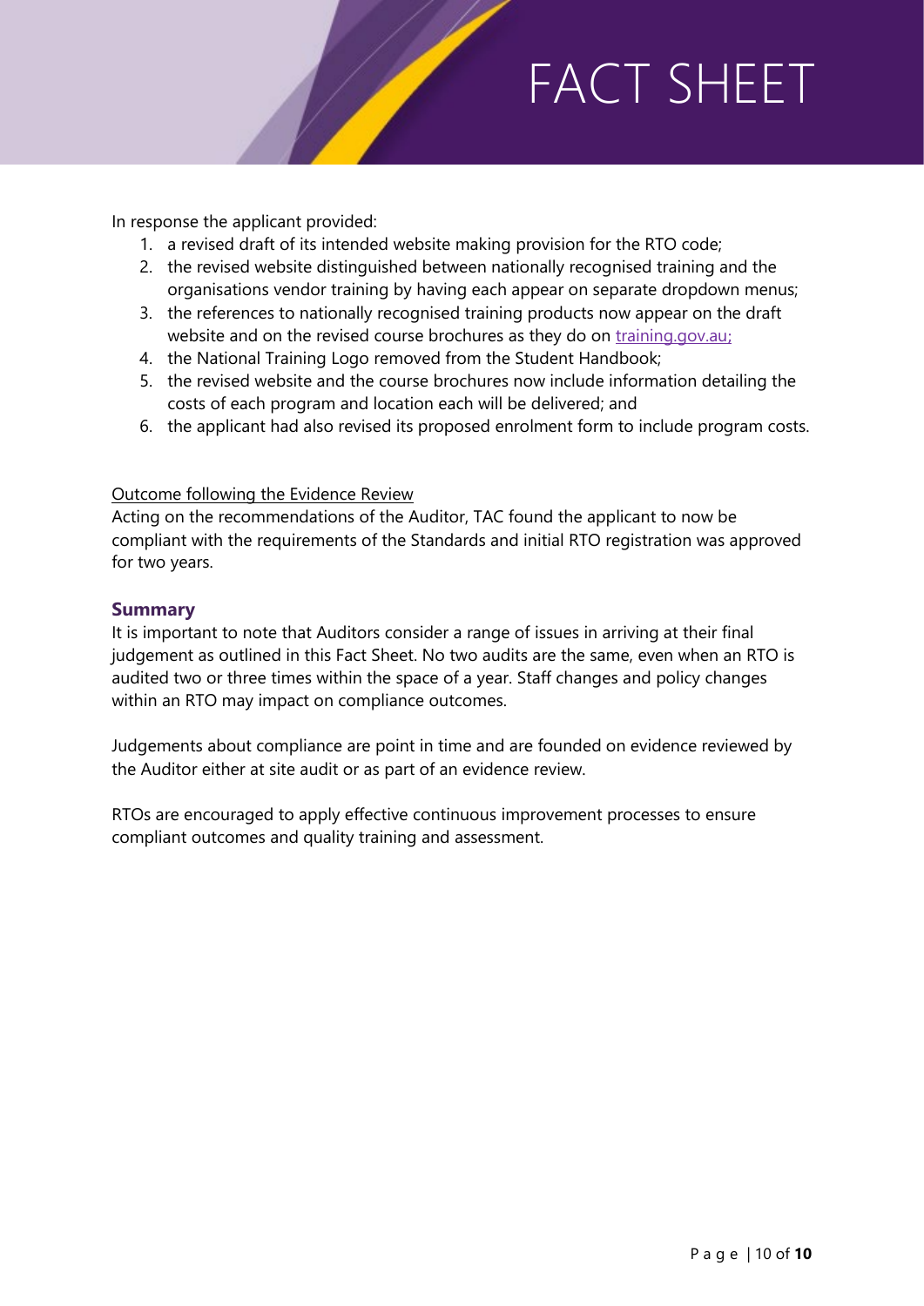In response the applicant provided:

1. a revised draft of its intended website making provision for the RTO code;
2. the revised website distinguished between nationally recognised training and the organisations vendor training by having each appear on separate dropdown menus;
3. the references to nationally recognised training products now appear on the draft website and on the revised course brochures as they do on training.gov.au;
4. the National Training Logo removed from the Student Handbook;
5. the revised website and the course brochures now include information detailing the costs of each program and location each will be delivered; and
6. the applicant had also revised its proposed enrolment form to include program costs.

Outcome following the Evidence Review

Acting on the recommendations of the Auditor, TAC found the applicant to now be compliant with the requirements of the Standards and initial RTO registration was approved for two years.

## Summary

It is important to note that Auditors consider a range of issues in arriving at their final judgement as outlined in this Fact Sheet. No two audits are the same, even when an RTO is audited two or three times within the space of a year. Staff changes and policy changes within an RTO may impact on compliance outcomes.

Judgements about compliance are point in time and are founded on evidence reviewed by the Auditor either at site audit or as part of an evidence review.

RTOs are encouraged to apply effective continuous improvement processes to ensure compliant outcomes and quality training and assessment.